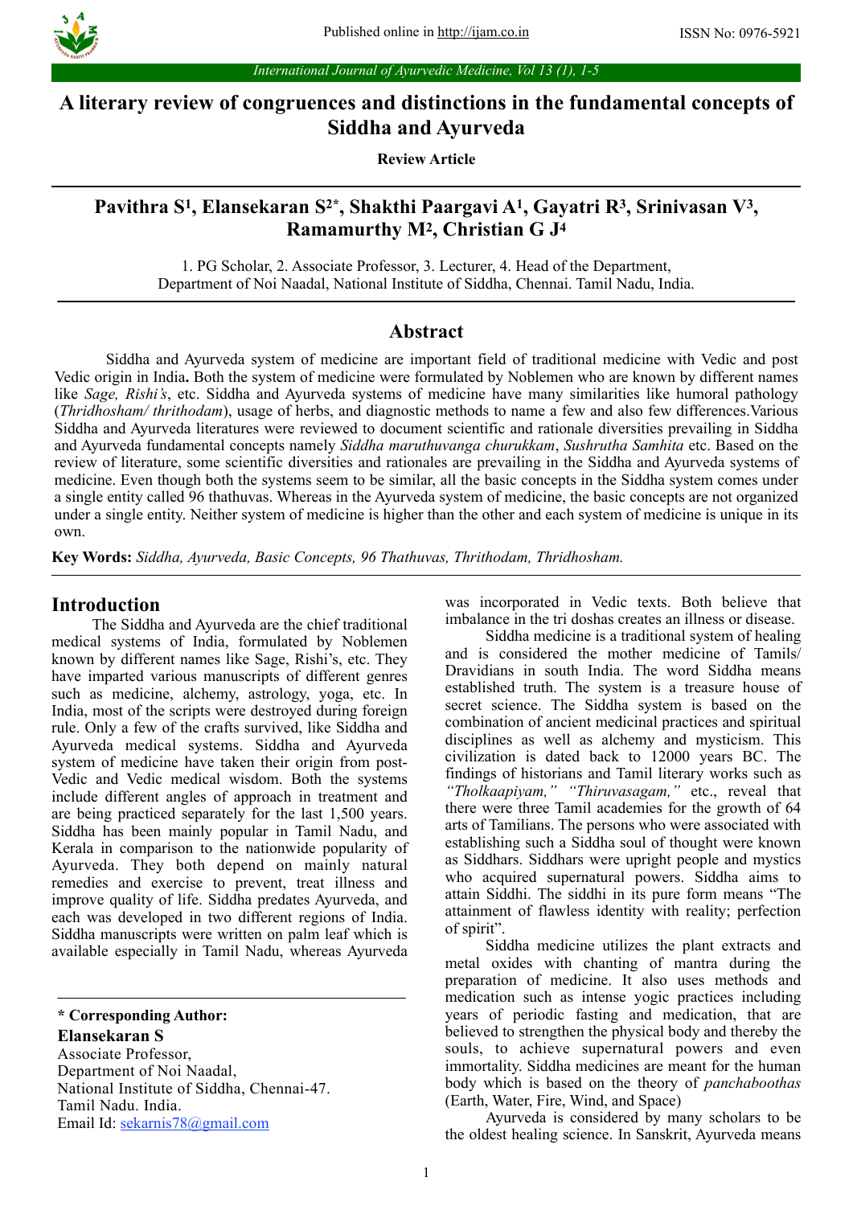# A literary review of congruences and distinctions in the fundamental concepts of Siddha and Ayurveda

**Review Article**

**Pavithra S[1], Elansekaran S[2*], Shakthi Paargavi A[1], Gayatri R[3], Srinivasan V[3], Ramamurthy M[2], Christian G J[4]**

1. PG Scholar, 2. Associate Professor, 3. Lecturer, 4. Head of the Department, Department of Noi Naadal, National Institute of Siddha, Chennai. Tamil Nadu, India.

## Abstract

Siddha and Ayurveda system of medicine are important field of traditional medicine with Vedic and post Vedic origin in India**.** Both the system of medicine were formulated by Noblemen who are known by different names like *Sage, Rishi's*, etc. Siddha and Ayurveda systems of medicine have many similarities like humoral pathology (*Thridhosham/ thrithodam*), usage of herbs, and diagnostic methods to name a few and also few differences.Various Siddha and Ayurveda literatures were reviewed to document scientific and rationale diversities prevailing in Siddha and Ayurveda fundamental concepts namely *Siddha maruthuvanga churukkam*, *Sushrutha Samhita* etc. Based on the review of literature, some scientific diversities and rationales are prevailing in the Siddha and Ayurveda systems of medicine. Even though both the systems seem to be similar, all the basic concepts in the Siddha system comes under a single entity called 96 thathuvas. Whereas in the Ayurveda system of medicine, the basic concepts are not organized under a single entity. Neither system of medicine is higher than the other and each system of medicine is unique in its own.

**Key Words:** *Siddha, Ayurveda, Basic Concepts, 96 Thathuvas, Thrithodam, Thridhosham.*

## Introduction

The Siddha and Ayurveda are the chief traditional medical systems of India, formulated by Noblemen known by different names like Sage, Rishi's, etc. They have imparted various manuscripts of different genres such as medicine, alchemy, astrology, yoga, etc. In India, most of the scripts were destroyed during foreign rule. Only a few of the crafts survived, like Siddha and Ayurveda medical systems. Siddha and Ayurveda system of medicine have taken their origin from post-Vedic and Vedic medical wisdom. Both the systems include different angles of approach in treatment and are being practiced separately for the last 1,500 years. Siddha has been mainly popular in Tamil Nadu, and Kerala in comparison to the nationwide popularity of Ayurveda. They both depend on mainly natural remedies and exercise to prevent, treat illness and improve quality of life. Siddha predates Ayurveda, and each was developed in two different regions of India. Siddha manuscripts were written on palm leaf which is available especially in Tamil Nadu, whereas Ayurveda was incorporated in Vedic texts. Both believe that imbalance in the tri doshas creates an illness or disease.

Siddha medicine is a traditional system of healing and is considered the mother medicine of Tamils/ Dravidians in south India. The word Siddha means established truth. The system is a treasure house of secret science. The Siddha system is based on the combination of ancient medicinal practices and spiritual disciplines as well as alchemy and mysticism. This civilization is dated back to 12000 years BC. The findings of historians and Tamil literary works such as *"Tholkaapiyam," "Thiruvasagam,"* etc., reveal that there were three Tamil academies for the growth of 64 arts of Tamilians. The persons who were associated with establishing such a Siddha soul of thought were known as Siddhars. Siddhars were upright people and mystics who acquired supernatural powers. Siddha aims to attain Siddhi. The siddhi in its pure form means "The attainment of flawless identity with reality; perfection of spirit".

Siddha medicine utilizes the plant extracts and metal oxides with chanting of mantra during the preparation of medicine. It also uses methods and medication such as intense yogic practices including years of periodic fasting and medication, that are believed to strengthen the physical body and thereby the souls, to achieve supernatural powers and even immortality. Siddha medicines are meant for the human body which is based on the theory of *panchaboothas* (Earth, Water, Fire, Wind, and Space)

Ayurveda is considered by many scholars to be the oldest healing science. In Sanskrit, Ayurveda means

---

**\* Corresponding Author:**

**Elansekaran S**
Associate Professor,
Department of Noi Naadal,
National Institute of Siddha, Chennai-47.
Tamil Nadu. India.
Email Id: sekarnis78@gmail.com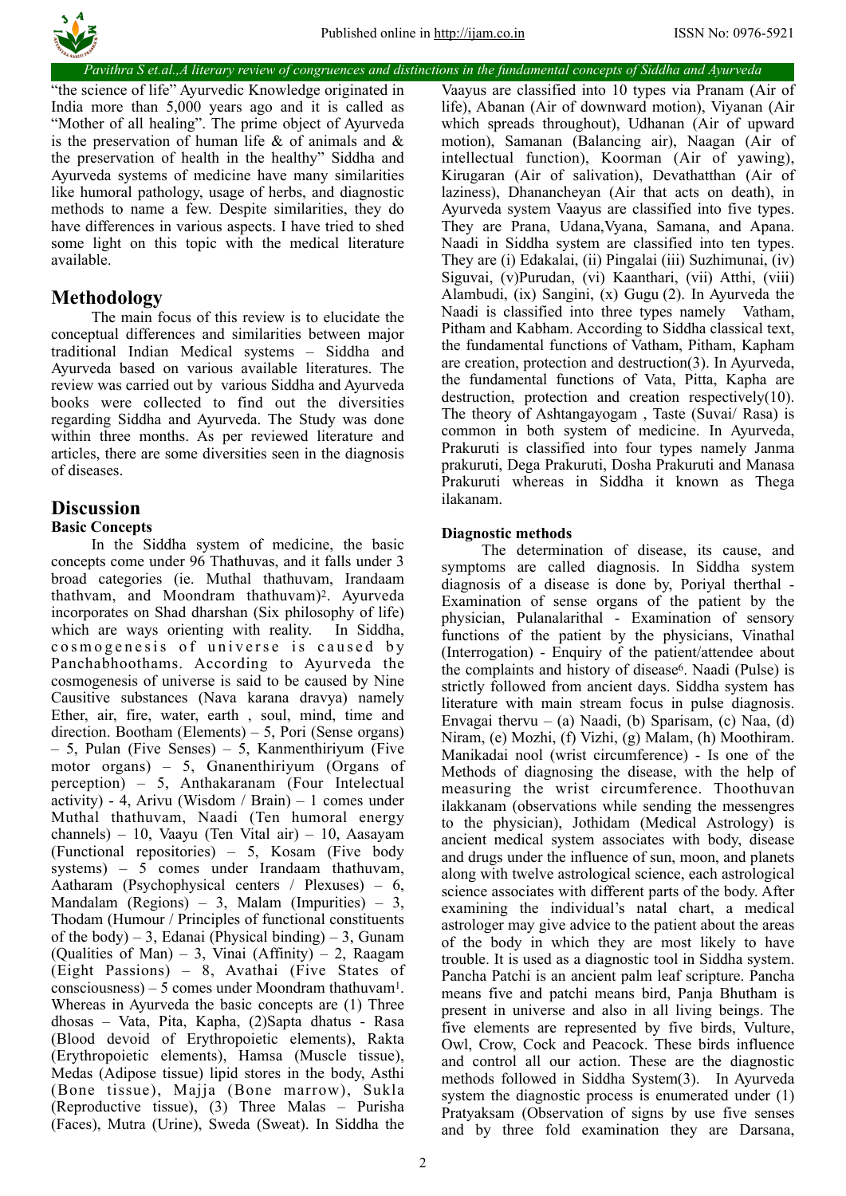"the science of life" Ayurvedic Knowledge originated in India more than 5,000 years ago and it is called as "Mother of all healing". The prime object of Ayurveda is the preservation of human life & of animals and & the preservation of health in the healthy" Siddha and Ayurveda systems of medicine have many similarities like humoral pathology, usage of herbs, and diagnostic methods to name a few. Despite similarities, they do have differences in various aspects. I have tried to shed some light on this topic with the medical literature available.

## Methodology

The main focus of this review is to elucidate the conceptual differences and similarities between major traditional Indian Medical systems – Siddha and Ayurveda based on various available literatures. The review was carried out by various Siddha and Ayurveda books were collected to find out the diversities regarding Siddha and Ayurveda. The Study was done within three months. As per reviewed literature and articles, there are some diversities seen in the diagnosis of diseases.

## Discussion

### Basic Concepts

In the Siddha system of medicine, the basic concepts come under 96 Thathuvas, and it falls under 3 broad categories (ie. Muthal thathuvam, Irandaam thathvam, and Moondram thathuvam)[2]. Ayurveda incorporates on Shad dharshan (Six philosophy of life) which are ways orienting with reality. In Siddha, cosmogenesis of universe is caused by Panchabhoothams. According to Ayurveda the cosmogenesis of universe is said to be caused by Nine Causitive substances (Nava karana dravya) namely Ether, air, fire, water, earth , soul, mind, time and direction. Bootham (Elements) – 5, Pori (Sense organs) – 5, Pulan (Five Senses) – 5, Kanmenthiriyum (Five motor organs) – 5, Gnanenthiriyum (Organs of perception) – 5, Anthakaranam (Four Intelectual activity) - 4, Arivu (Wisdom / Brain) – 1 comes under Muthal thathuvam, Naadi (Ten humoral energy channels) – 10, Vaayu (Ten Vital air) – 10, Aasayam (Functional repositories) – 5, Kosam (Five body systems) – 5 comes under Irandaam thathuvam, Aatharam (Psychophysical centers / Plexuses) – 6, Mandalam (Regions) – 3, Malam (Impurities) – 3, Thodam (Humour / Principles of functional constituents of the body) – 3, Edanai (Physical binding) – 3, Gunam (Qualities of Man) – 3, Vinai (Affinity) – 2, Raagam (Eight Passions) – 8, Avathai (Five States of consciousness) – 5 comes under Moondram thathuvam[1]. Whereas in Ayurveda the basic concepts are (1) Three dhosas – Vata, Pita, Kapha, (2)Sapta dhatus - Rasa (Blood devoid of Erythropoietic elements), Rakta (Erythropoietic elements), Hamsa (Muscle tissue), Medas (Adipose tissue) lipid stores in the body, Asthi (Bone tissue), Majja (Bone marrow), Sukla (Reproductive tissue), (3) Three Malas – Purisha (Faces), Mutra (Urine), Sweda (Sweat). In Siddha the Vaayus are classified into 10 types via Pranam (Air of life), Abanan (Air of downward motion), Viyanan (Air which spreads throughout), Udhanan (Air of upward motion), Samanan (Balancing air), Naagan (Air of intellectual function), Koorman (Air of yawning), Kirugaran (Air of salivation), Devathatthan (Air of laziness), Dhanancheyan (Air that acts on death), in Ayurveda system Vaayus are classified into five types. They are Prana, Udana,Vyana, Samana, and Apana. Naadi in Siddha system are classified into ten types. They are (i) Edakalai, (ii) Pingalai (iii) Suzhimunai, (iv) Siguvai, (v)Purudan, (vi) Kaanthari, (vii) Atthi, (viii) Alambudi, (ix) Sangini, (x) Gugu (2). In Ayurveda the Naadi is classified into three types namely Vatham, Pitham and Kabham. According to Siddha classical text, the fundamental functions of Vatham, Pitham, Kapham are creation, protection and destruction(3). In Ayurveda, the fundamental functions of Vata, Pitta, Kapha are destruction, protection and creation respectively(10). The theory of Ashtangayogam , Taste (Suvai/ Rasa) is common in both system of medicine. In Ayurveda, Prakuruti is classified into four types namely Janma prakuruti, Dega Prakuruti, Dosha Prakuruti and Manasa Prakuruti whereas in Siddha it known as Thega ilakanam.

### Diagnostic methods

The determination of disease, its cause, and symptoms are called diagnosis. In Siddha system diagnosis of a disease is done by, Poriyal therthal - Examination of sense organs of the patient by the physician, Pulanalarithal - Examination of sensory functions of the patient by the physicians, Vinathal (Interrogation) - Enquiry of the patient/attendee about the complaints and history of disease[6]. Naadi (Pulse) is strictly followed from ancient days. Siddha system has literature with main stream focus in pulse diagnosis. Envagai thervu – (a) Naadi, (b) Sparisam, (c) Naa, (d) Niram, (e) Mozhi, (f) Vizhi, (g) Malam, (h) Moothiram. Manikadai nool (wrist circumference) - Is one of the Methods of diagnosing the disease, with the help of measuring the wrist circumference. Thoothuvan ilakkanam (observations while sending the messengres to the physician), Jothidam (Medical Astrology) is ancient medical system associates with body, disease and drugs under the influence of sun, moon, and planets along with twelve astrological science, each astrological science associates with different parts of the body. After examining the individual's natal chart, a medical astrologer may give advice to the patient about the areas of the body in which they are most likely to have trouble. It is used as a diagnostic tool in Siddha system. Pancha Patchi is an ancient palm leaf scripture. Pancha means five and patchi means bird, Panja Bhutham is present in universe and also in all living beings. The five elements are represented by five birds, Vulture, Owl, Crow, Cock and Peacock. These birds influence and control all our action. These are the diagnostic methods followed in Siddha System(3). In Ayurveda system the diagnostic process is enumerated under (1) Pratyaksam (Observation of signs by use five senses and by three fold examination they are Darsana,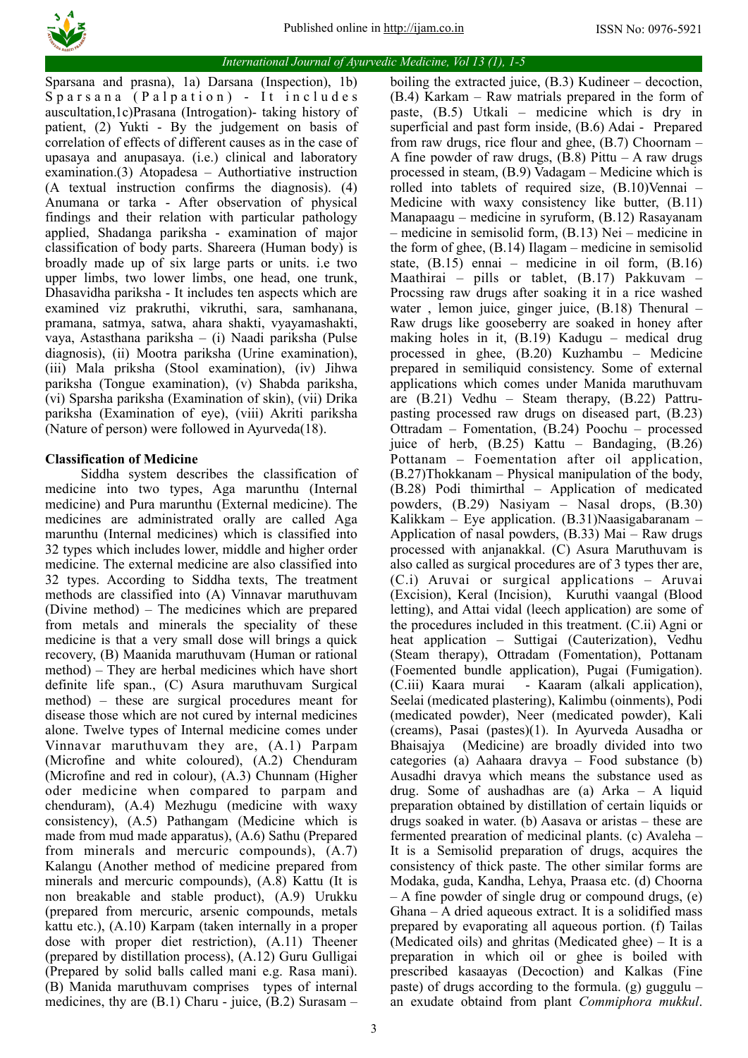Sparsana and prasna), 1a) Darsana (Inspection), 1b) Sparsana (Palpation) - It includes auscultation,1c)Prasana (Introgation)- taking history of patient, (2) Yukti - By the judgement on basis of correlation of effects of different causes as in the case of upasaya and anupasaya. (i.e.) clinical and laboratory examination.(3) Atopadesa – Authortiative instruction (A textual instruction confirms the diagnosis). (4) Anumana or tarka - After observation of physical findings and their relation with particular pathology applied, Shadanga pariksha - examination of major classification of body parts. Shareera (Human body) is broadly made up of six large parts or units. i.e two upper limbs, two lower limbs, one head, one trunk, Dhasavidha pariksha - It includes ten aspects which are examined viz prakruthi, vikruthi, sara, samhanana, pramana, satmya, satwa, ahara shakti, vyayamashakti, vaya, Astasthana pariksha – (i) Naadi pariksha (Pulse diagnosis), (ii) Mootra pariksha (Urine examination), (iii) Mala priksha (Stool examination), (iv) Jihwa pariksha (Tongue examination), (v) Shabda pariksha, (vi) Sparsha pariksha (Examination of skin), (vii) Drika pariksha (Examination of eye), (viii) Akriti pariksha (Nature of person) were followed in Ayurveda(18).

**Classification of Medicine**

Siddha system describes the classification of medicine into two types, Aga marunthu (Internal medicine) and Pura marunthu (External medicine). The medicines are administrated orally are called Aga marunthu (Internal medicines) which is classified into 32 types which includes lower, middle and higher order medicine. The external medicine are also classified into 32 types. According to Siddha texts, The treatment methods are classified into (A) Vinnavar maruthuvam (Divine method) – The medicines which are prepared from metals and minerals the speciality of these medicine is that a very small dose will brings a quick recovery, (B) Maanida maruthuvam (Human or rational method) – They are herbal medicines which have short definite life span., (C) Asura maruthuvam Surgical method) – these are surgical procedures meant for disease those which are not cured by internal medicines alone. Twelve types of Internal medicine comes under Vinnavar maruthuvam they are, (A.1) Parpam (Microfine and white coloured), (A.2) Chenduram (Microfine and red in colour), (A.3) Chunnam (Higher oder medicine when compared to parpam and chenduram), (A.4) Mezhugu (medicine with waxy consistency), (A.5) Pathangam (Medicine which is made from mud made apparatus), (A.6) Sathu (Prepared from minerals and mercuric compounds), (A.7) Kalangu (Another method of medicine prepared from minerals and mercuric compounds), (A.8) Kattu (It is non breakable and stable product), (A.9) Urukku (prepared from mercuric, arsenic compounds, metals kattu etc.), (A.10) Karpam (taken internally in a proper dose with proper diet restriction), (A.11) Theener (prepared by distillation process), (A.12) Guru Gulligai (Prepared by solid balls called mani e.g. Rasa mani). (B) Manida maruthuvam comprises types of internal medicines, thy are (B.1) Charu - juice, (B.2) Surasam – boiling the extracted juice, (B.3) Kudineer – decoction, (B.4) Karkam – Raw matrials prepared in the form of paste, (B.5) Utkali – medicine which is dry in superficial and past form inside, (B.6) Adai - Prepared from raw drugs, rice flour and ghee, (B.7) Choornam – A fine powder of raw drugs, (B.8) Pittu – A raw drugs processed in steam, (B.9) Vadagam – Medicine which is rolled into tablets of required size, (B.10)Vennai – Medicine with waxy consistency like butter, (B.11) Manapaagu – medicine in syruform, (B.12) Rasayanam – medicine in semisolid form, (B.13) Nei – medicine in the form of ghee, (B.14) Ilagam – medicine in semisolid state, (B.15) ennai – medicine in oil form, (B.16) Maathirai – pills or tablet, (B.17) Pakkuvam – Procssing raw drugs after soaking it in a rice washed water , lemon juice, ginger juice, (B.18) Thenural – Raw drugs like gooseberry are soaked in honey after making holes in it, (B.19) Kadugu – medical drug processed in ghee, (B.20) Kuzhambu – Medicine prepared in semiliquid consistency. Some of external applications which comes under Manida maruthuvam are (B.21) Vedhu – Steam therapy, (B.22) Pattru- pasting processed raw drugs on diseased part, (B.23) Ottradam – Fomentation, (B.24) Poochu – processed juice of herb, (B.25) Kattu – Bandaging, (B.26) Pottanam – Foementation after oil application, (B.27)Thokkanam – Physical manipulation of the body, (B.28) Podi thimirthal – Application of medicated powders, (B.29) Nasiyam – Nasal drops, (B.30) Kalikkam – Eye application. (B.31)Naasigabaranam – Application of nasal powders, (B.33) Mai – Raw drugs processed with anjanakkal. (C) Asura Maruthuvam is also called as surgical procedures are of 3 types ther are, (C.i) Aruvai or surgical applications – Aruvai (Excision), Keral (Incision), Kuruthi vaangal (Blood letting), and Attai vidal (leech application) are some of the procedures included in this treatment. (C.ii) Agni or heat application – Suttigai (Cauterization), Vedhu (Steam therapy), Ottradam (Fomentation), Pottanam (Foemented bundle application), Pugai (Fumigation). (C.iii) Kaara murai - Kaaram (alkali application), Seelai (medicated plastering), Kalimbu (oinments), Podi (medicated powder), Neer (medicated powder), Kali (creams), Pasai (pastes)(1). In Ayurveda Ausadha or Bhaisajya (Medicine) are broadly divided into two categories (a) Aahaara dravya – Food substance (b) Ausadhi dravya which means the substance used as drug. Some of aushadhas are (a) Arka – A liquid preparation obtained by distillation of certain liquids or drugs soaked in water. (b) Aasava or aristas – these are fermented prearation of medicinal plants. (c) Avaleha – It is a Semisolid preparation of drugs, acquires the consistency of thick paste. The other similar forms are Modaka, guda, Kandha, Lehya, Praasa etc. (d) Choorna – A fine powder of single drug or compound drugs, (e) Ghana – A dried aqueous extract. It is a solidified mass prepared by evaporating all aqueous portion. (f) Tailas (Medicated oils) and ghritas (Medicated ghee) – It is a preparation in which oil or ghee is boiled with prescribed kasaayas (Decoction) and Kalkas (Fine paste) of drugs according to the formula. (g) guggulu – an exudate obtaind from plant *Commiphora mukkul*.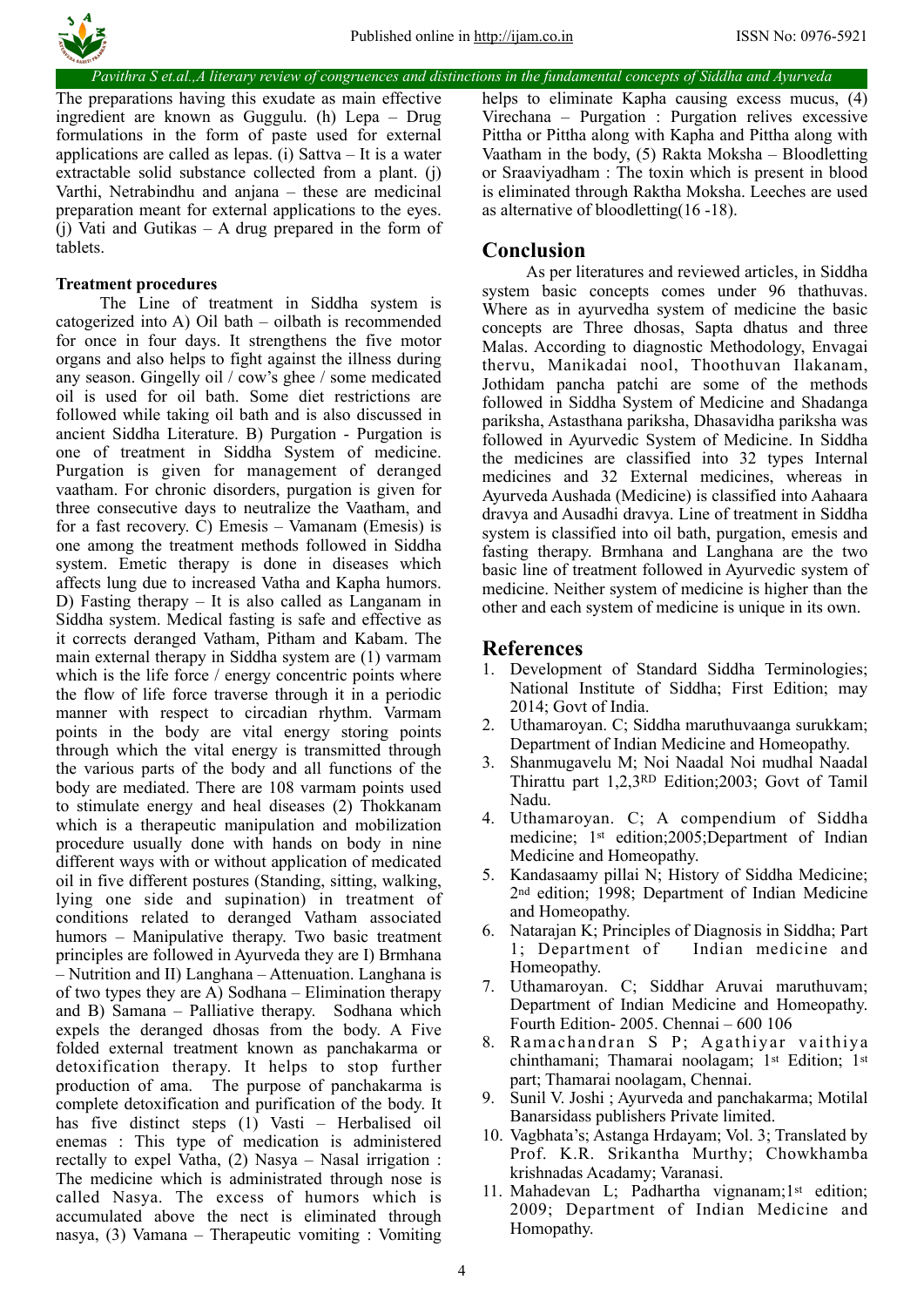The preparations having this exudate as main effective ingredient are known as Guggulu. (h) Lepa – Drug formulations in the form of paste used for external applications are called as lepas. (i) Sattva – It is a water extractable solid substance collected from a plant. (j) Varthi, Netrabindhu and anjana – these are medicinal preparation meant for external applications to the eyes. (j) Vati and Gutikas – A drug prepared in the form of tablets.

**Treatment procedures**

The Line of treatment in Siddha system is categorized into A) Oil bath – oilbath is recommended for once in four days. It strengthens the five motor organs and also helps to fight against the illness during any season. Gingelly oil / cow's ghee / some medicated oil is used for oil bath. Some diet restrictions are followed while taking oil bath and is also discussed in ancient Siddha Literature. B) Purgation - Purgation is one of treatment in Siddha System of medicine. Purgation is given for management of deranged vaatham. For chronic disorders, purgation is given for three consecutive days to neutralize the Vaatham, and for a fast recovery. C) Emesis – Vamanam (Emesis) is one among the treatment methods followed in Siddha system. Emetic therapy is done in diseases which affects lung due to increased Vatha and Kapha humors. D) Fasting therapy – It is also called as Langanam in Siddha system. Medical fasting is safe and effective as it corrects deranged Vatham, Pitham and Kabam. The main external therapy in Siddha system are (1) varmam which is the life force / energy concentric points where the flow of life force traverse through it in a periodic manner with respect to circadian rhythm. Varmam points in the body are vital energy storing points through which the vital energy is transmitted through the various parts of the body and all functions of the body are mediated. There are 108 varmam points used to stimulate energy and heal diseases (2) Thokkanam which is a therapeutic manipulation and mobilization procedure usually done with hands on body in nine different ways with or without application of medicated oil in five different postures (Standing, sitting, walking, lying one side and supination) in treatment of conditions related to deranged Vatham associated humors – Manipulative therapy. Two basic treatment principles are followed in Ayurveda they are I) Brmhana – Nutrition and II) Langhana – Attenuation. Langhana is of two types they are A) Sodhana – Elimination therapy and B) Samana – Palliative therapy. Sodhana which expels the deranged dhosas from the body. A Five folded external treatment known as panchakarma or detoxification therapy. It helps to stop further production of ama. The purpose of panchakarma is complete detoxification and purification of the body. It has five distinct steps (1) Vasti – Herbalised oil enemas : This type of medication is administered rectally to expel Vatha, (2) Nasya – Nasal irrigation : The medicine which is administrated through nose is called Nasya. The excess of humors which is accumulated above the nect is eliminated through nasya, (3) Vamana – Therapeutic vomiting : Vomiting helps to eliminate Kapha causing excess mucus, (4) Virechana – Purgation : Purgation relives excessive Pittha or Pittha along with Kapha and Pittha along with Vaatham in the body, (5) Rakta Moksha – Bloodletting or Sraaviyadham : The toxin which is present in blood is eliminated through Raktha Moksha. Leeches are used as alternative of bloodletting(16 -18).

## Conclusion

As per literatures and reviewed articles, in Siddha system basic concepts comes under 96 thathuvas. Where as in ayurvedha system of medicine the basic concepts are Three dhosas, Sapta dhatus and three Malas. According to diagnostic Methodology, Envagai thervu, Manikadai nool, Thoothuvan Ilakanam, Jothidam pancha patchi are some of the methods followed in Siddha System of Medicine and Shadanga pariksha, Astasthana pariksha, Dhasavidha pariksha was followed in Ayurvedic System of Medicine. In Siddha the medicines are classified into 32 types Internal medicines and 32 External medicines, whereas in Ayurveda Aushada (Medicine) is classified into Aahaara dravya and Ausadhi dravya. Line of treatment in Siddha system is classified into oil bath, purgation, emesis and fasting therapy. Brmhana and Langhana are the two basic line of treatment followed in Ayurvedic system of medicine. Neither system of medicine is higher than the other and each system of medicine is unique in its own.

## References

1. Development of Standard Siddha Terminologies; National Institute of Siddha; First Edition; may 2014; Govt of India.
2. Uthamaroyan. C; Siddha maruthuvaanga surukkam; Department of Indian Medicine and Homeopathy.
3. Shanmugavelu M; Noi Naadal Noi mudhal Naadal Thirattu part 1,2,3RD Edition;2003; Govt of Tamil Nadu.
4. Uthamaroyan. C; A compendium of Siddha medicine; 1st edition;2005;Department of Indian Medicine and Homeopathy.
5. Kandasaamy pillai N; History of Siddha Medicine; 2nd edition; 1998; Department of Indian Medicine and Homeopathy.
6. Natarajan K; Principles of Diagnosis in Siddha; Part 1; Department of Indian medicine and Homeopathy.
7. Uthamaroyan. C; Siddhar Aruvai maruthuvam; Department of Indian Medicine and Homeopathy. Fourth Edition- 2005. Chennai – 600 106
8. Ramachandran S P; Agathiyar vaithiya chinthamani; Thamarai noolagam; 1st Edition; 1st part; Thamarai noolagam, Chennai.
9. Sunil V. Joshi ; Ayurveda and panchakarma; Motilal Banarsidass publishers Private limited.
10. Vagbhata's; Astanga Hrdayam; Vol. 3; Translated by Prof. K.R. Srikantha Murthy; Chowkhamba krishnadas Acadamy; Varanasi.
11. Mahadevan L; Padhartha vignanam;1st edition; 2009; Department of Indian Medicine and Homopathy.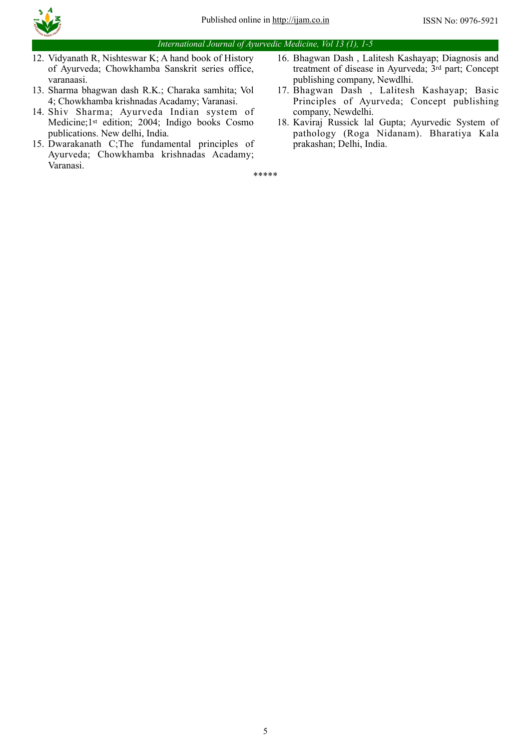12. Vidyanath R, Nishteswar K; A hand book of History of Ayurveda; Chowkhamba Sanskrit series office, varanaasi.
13. Sharma bhagwan dash R.K.; Charaka samhita; Vol 4; Chowkhamba krishnadas Acadamy; Varanasi.
14. Shiv Sharma; Ayurveda Indian system of Medicine;1st edition; 2004; Indigo books Cosmo publications. New delhi, India.
15. Dwarakanath C;The fundamental principles of Ayurveda; Chowkhamba krishnadas Acadamy; Varanasi.
16. Bhagwan Dash , Lalitesh Kashayap; Diagnosis and treatment of disease in Ayurveda; 3rd part; Concept publishing company, Newdlhi.
17. Bhagwan Dash , Lalitesh Kashayap; Basic Principles of Ayurveda; Concept publishing company, Newdelhi.
18. Kaviraj Russick lal Gupta; Ayurvedic System of pathology (Roga Nidanam). Bharatiya Kala prakashan; Delhi, India.

*****